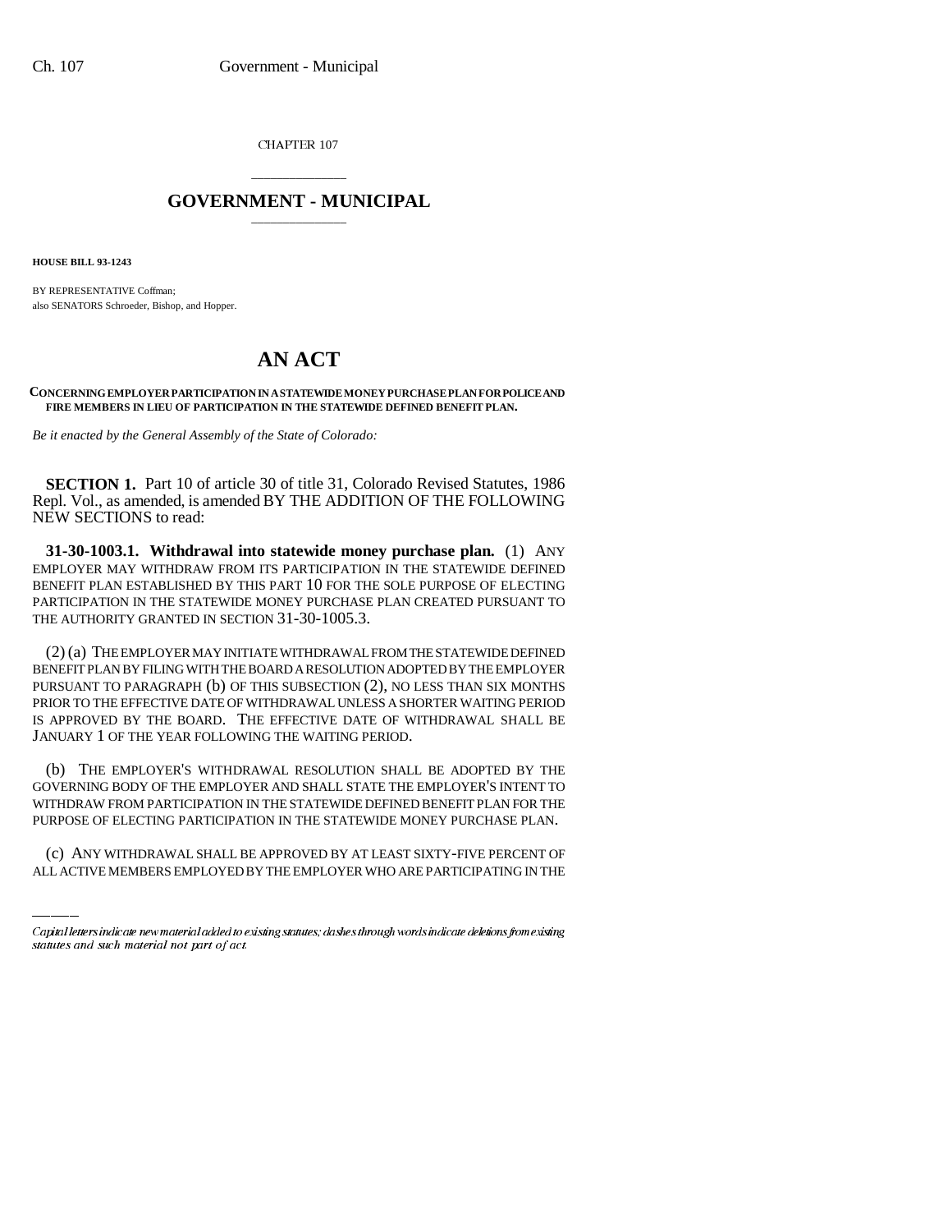CHAPTER 107

# GOVERNMENT - MUNICIPAL

**HOUSE BILL 93-1243**

BY REPRESENTATIVE Coffman;
also SENATORS Schroeder, Bishop, and Hopper.

# AN ACT

**CONCERNING EMPLOYER PARTICIPATION IN A STATEWIDE MONEY PURCHASE PLAN FOR POLICE AND FIRE MEMBERS IN LIEU OF PARTICIPATION IN THE STATEWIDE DEFINED BENEFIT PLAN.**

*Be it enacted by the General Assembly of the State of Colorado:*

**SECTION 1.** Part 10 of article 30 of title 31, Colorado Revised Statutes, 1986 Repl. Vol., as amended, is amended BY THE ADDITION OF THE FOLLOWING NEW SECTIONS to read:

**31-30-1003.1. Withdrawal into statewide money purchase plan.** (1) ANY EMPLOYER MAY WITHDRAW FROM ITS PARTICIPATION IN THE STATEWIDE DEFINED BENEFIT PLAN ESTABLISHED BY THIS PART 10 FOR THE SOLE PURPOSE OF ELECTING PARTICIPATION IN THE STATEWIDE MONEY PURCHASE PLAN CREATED PURSUANT TO THE AUTHORITY GRANTED IN SECTION 31-30-1005.3.

(2) (a) THE EMPLOYER MAY INITIATE WITHDRAWAL FROM THE STATEWIDE DEFINED BENEFIT PLAN BY FILING WITH THE BOARD A RESOLUTION ADOPTED BY THE EMPLOYER PURSUANT TO PARAGRAPH (b) OF THIS SUBSECTION (2), NO LESS THAN SIX MONTHS PRIOR TO THE EFFECTIVE DATE OF WITHDRAWAL UNLESS A SHORTER WAITING PERIOD IS APPROVED BY THE BOARD. THE EFFECTIVE DATE OF WITHDRAWAL SHALL BE JANUARY 1 OF THE YEAR FOLLOWING THE WAITING PERIOD.

(b) THE EMPLOYER'S WITHDRAWAL RESOLUTION SHALL BE ADOPTED BY THE GOVERNING BODY OF THE EMPLOYER AND SHALL STATE THE EMPLOYER'S INTENT TO WITHDRAW FROM PARTICIPATION IN THE STATEWIDE DEFINED BENEFIT PLAN FOR THE PURPOSE OF ELECTING PARTICIPATION IN THE STATEWIDE MONEY PURCHASE PLAN.

(c) ANY WITHDRAWAL SHALL BE APPROVED BY AT LEAST SIXTY-FIVE PERCENT OF ALL ACTIVE MEMBERS EMPLOYED BY THE EMPLOYER WHO ARE PARTICIPATING IN THE

*Capital letters indicate new material added to existing statutes; dashes through words indicate deletions from existing statutes and such material not part of act.*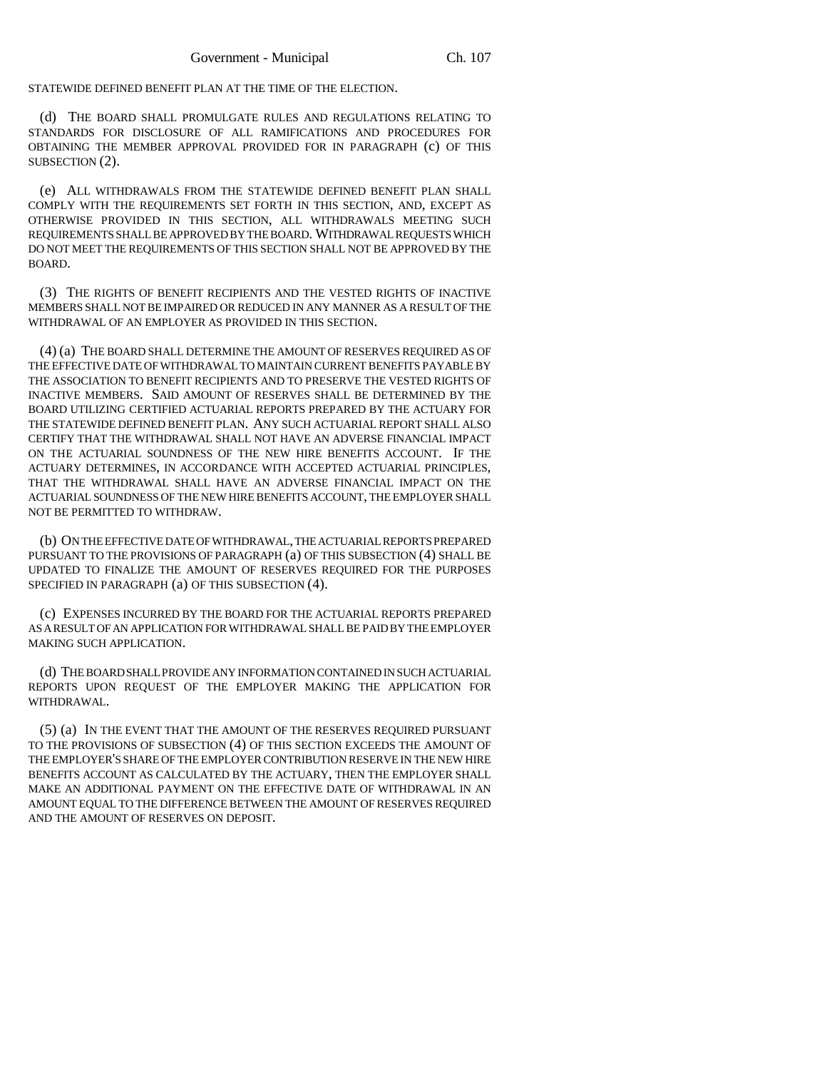STATEWIDE DEFINED BENEFIT PLAN AT THE TIME OF THE ELECTION.

(d) THE BOARD SHALL PROMULGATE RULES AND REGULATIONS RELATING TO STANDARDS FOR DISCLOSURE OF ALL RAMIFICATIONS AND PROCEDURES FOR OBTAINING THE MEMBER APPROVAL PROVIDED FOR IN PARAGRAPH (c) OF THIS SUBSECTION (2).

(e) ALL WITHDRAWALS FROM THE STATEWIDE DEFINED BENEFIT PLAN SHALL COMPLY WITH THE REQUIREMENTS SET FORTH IN THIS SECTION, AND, EXCEPT AS OTHERWISE PROVIDED IN THIS SECTION, ALL WITHDRAWALS MEETING SUCH REQUIREMENTS SHALL BE APPROVED BY THE BOARD. WITHDRAWAL REQUESTS WHICH DO NOT MEET THE REQUIREMENTS OF THIS SECTION SHALL NOT BE APPROVED BY THE BOARD.

(3) THE RIGHTS OF BENEFIT RECIPIENTS AND THE VESTED RIGHTS OF INACTIVE MEMBERS SHALL NOT BE IMPAIRED OR REDUCED IN ANY MANNER AS A RESULT OF THE WITHDRAWAL OF AN EMPLOYER AS PROVIDED IN THIS SECTION.

(4) (a) THE BOARD SHALL DETERMINE THE AMOUNT OF RESERVES REQUIRED AS OF THE EFFECTIVE DATE OF WITHDRAWAL TO MAINTAIN CURRENT BENEFITS PAYABLE BY THE ASSOCIATION TO BENEFIT RECIPIENTS AND TO PRESERVE THE VESTED RIGHTS OF INACTIVE MEMBERS. SAID AMOUNT OF RESERVES SHALL BE DETERMINED BY THE BOARD UTILIZING CERTIFIED ACTUARIAL REPORTS PREPARED BY THE ACTUARY FOR THE STATEWIDE DEFINED BENEFIT PLAN. ANY SUCH ACTUARIAL REPORT SHALL ALSO CERTIFY THAT THE WITHDRAWAL SHALL NOT HAVE AN ADVERSE FINANCIAL IMPACT ON THE ACTUARIAL SOUNDNESS OF THE NEW HIRE BENEFITS ACCOUNT. IF THE ACTUARY DETERMINES, IN ACCORDANCE WITH ACCEPTED ACTUARIAL PRINCIPLES, THAT THE WITHDRAWAL SHALL HAVE AN ADVERSE FINANCIAL IMPACT ON THE ACTUARIAL SOUNDNESS OF THE NEW HIRE BENEFITS ACCOUNT, THE EMPLOYER SHALL NOT BE PERMITTED TO WITHDRAW.

(b) ON THE EFFECTIVE DATE OF WITHDRAWAL, THE ACTUARIAL REPORTS PREPARED PURSUANT TO THE PROVISIONS OF PARAGRAPH (a) OF THIS SUBSECTION (4) SHALL BE UPDATED TO FINALIZE THE AMOUNT OF RESERVES REQUIRED FOR THE PURPOSES SPECIFIED IN PARAGRAPH (a) OF THIS SUBSECTION (4).

(c) EXPENSES INCURRED BY THE BOARD FOR THE ACTUARIAL REPORTS PREPARED AS A RESULT OF AN APPLICATION FOR WITHDRAWAL SHALL BE PAID BY THE EMPLOYER MAKING SUCH APPLICATION.

(d) THE BOARD SHALL PROVIDE ANY INFORMATION CONTAINED IN SUCH ACTUARIAL REPORTS UPON REQUEST OF THE EMPLOYER MAKING THE APPLICATION FOR WITHDRAWAL.

(5) (a) IN THE EVENT THAT THE AMOUNT OF THE RESERVES REQUIRED PURSUANT TO THE PROVISIONS OF SUBSECTION (4) OF THIS SECTION EXCEEDS THE AMOUNT OF THE EMPLOYER'S SHARE OF THE EMPLOYER CONTRIBUTION RESERVE IN THE NEW HIRE BENEFITS ACCOUNT AS CALCULATED BY THE ACTUARY, THEN THE EMPLOYER SHALL MAKE AN ADDITIONAL PAYMENT ON THE EFFECTIVE DATE OF WITHDRAWAL IN AN AMOUNT EQUAL TO THE DIFFERENCE BETWEEN THE AMOUNT OF RESERVES REQUIRED AND THE AMOUNT OF RESERVES ON DEPOSIT.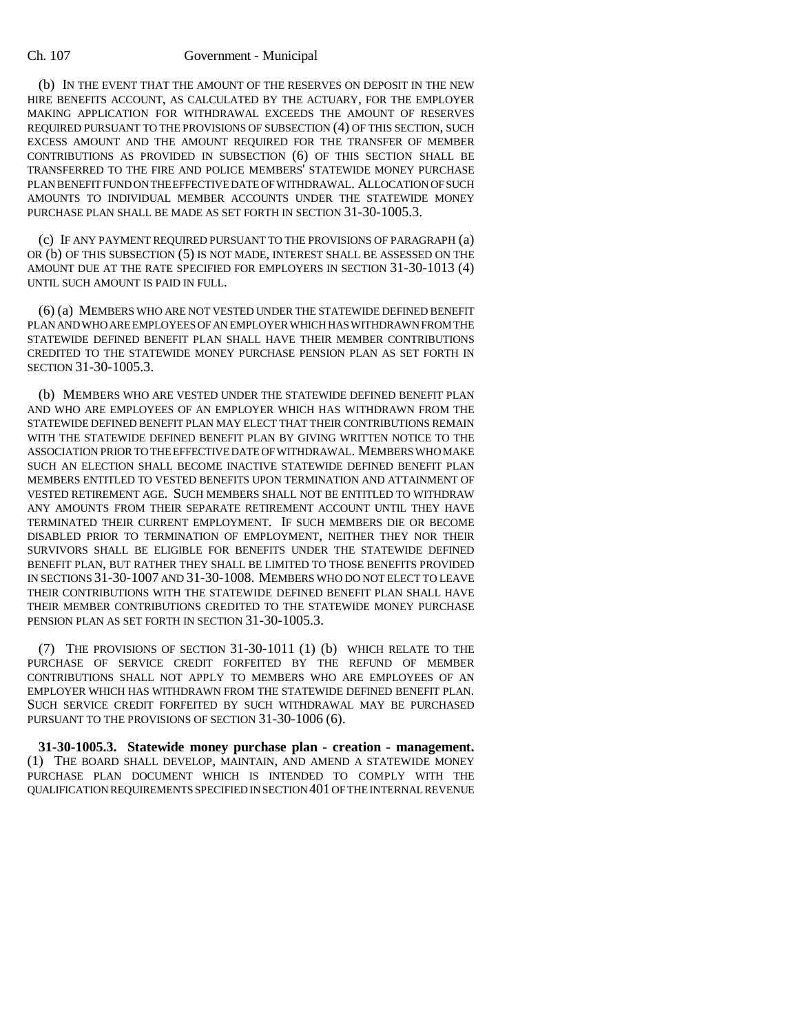(b) IN THE EVENT THAT THE AMOUNT OF THE RESERVES ON DEPOSIT IN THE NEW HIRE BENEFITS ACCOUNT, AS CALCULATED BY THE ACTUARY, FOR THE EMPLOYER MAKING APPLICATION FOR WITHDRAWAL EXCEEDS THE AMOUNT OF RESERVES REQUIRED PURSUANT TO THE PROVISIONS OF SUBSECTION (4) OF THIS SECTION, SUCH EXCESS AMOUNT AND THE AMOUNT REQUIRED FOR THE TRANSFER OF MEMBER CONTRIBUTIONS AS PROVIDED IN SUBSECTION (6) OF THIS SECTION SHALL BE TRANSFERRED TO THE FIRE AND POLICE MEMBERS' STATEWIDE MONEY PURCHASE PLAN BENEFIT FUND ON THE EFFECTIVE DATE OF WITHDRAWAL. ALLOCATION OF SUCH AMOUNTS TO INDIVIDUAL MEMBER ACCOUNTS UNDER THE STATEWIDE MONEY PURCHASE PLAN SHALL BE MADE AS SET FORTH IN SECTION 31-30-1005.3.

(c) IF ANY PAYMENT REQUIRED PURSUANT TO THE PROVISIONS OF PARAGRAPH (a) OR (b) OF THIS SUBSECTION (5) IS NOT MADE, INTEREST SHALL BE ASSESSED ON THE AMOUNT DUE AT THE RATE SPECIFIED FOR EMPLOYERS IN SECTION 31-30-1013 (4) UNTIL SUCH AMOUNT IS PAID IN FULL.

(6) (a) MEMBERS WHO ARE NOT VESTED UNDER THE STATEWIDE DEFINED BENEFIT PLAN AND WHO ARE EMPLOYEES OF AN EMPLOYER WHICH HAS WITHDRAWN FROM THE STATEWIDE DEFINED BENEFIT PLAN SHALL HAVE THEIR MEMBER CONTRIBUTIONS CREDITED TO THE STATEWIDE MONEY PURCHASE PENSION PLAN AS SET FORTH IN SECTION 31-30-1005.3.

(b) MEMBERS WHO ARE VESTED UNDER THE STATEWIDE DEFINED BENEFIT PLAN AND WHO ARE EMPLOYEES OF AN EMPLOYER WHICH HAS WITHDRAWN FROM THE STATEWIDE DEFINED BENEFIT PLAN MAY ELECT THAT THEIR CONTRIBUTIONS REMAIN WITH THE STATEWIDE DEFINED BENEFIT PLAN BY GIVING WRITTEN NOTICE TO THE ASSOCIATION PRIOR TO THE EFFECTIVE DATE OF WITHDRAWAL. MEMBERS WHO MAKE SUCH AN ELECTION SHALL BECOME INACTIVE STATEWIDE DEFINED BENEFIT PLAN MEMBERS ENTITLED TO VESTED BENEFITS UPON TERMINATION AND ATTAINMENT OF VESTED RETIREMENT AGE. SUCH MEMBERS SHALL NOT BE ENTITLED TO WITHDRAW ANY AMOUNTS FROM THEIR SEPARATE RETIREMENT ACCOUNT UNTIL THEY HAVE TERMINATED THEIR CURRENT EMPLOYMENT. IF SUCH MEMBERS DIE OR BECOME DISABLED PRIOR TO TERMINATION OF EMPLOYMENT, NEITHER THEY NOR THEIR SURVIVORS SHALL BE ELIGIBLE FOR BENEFITS UNDER THE STATEWIDE DEFINED BENEFIT PLAN, BUT RATHER THEY SHALL BE LIMITED TO THOSE BENEFITS PROVIDED IN SECTIONS 31-30-1007 AND 31-30-1008. MEMBERS WHO DO NOT ELECT TO LEAVE THEIR CONTRIBUTIONS WITH THE STATEWIDE DEFINED BENEFIT PLAN SHALL HAVE THEIR MEMBER CONTRIBUTIONS CREDITED TO THE STATEWIDE MONEY PURCHASE PENSION PLAN AS SET FORTH IN SECTION 31-30-1005.3.

(7) THE PROVISIONS OF SECTION 31-30-1011 (1) (b) WHICH RELATE TO THE PURCHASE OF SERVICE CREDIT FORFEITED BY THE REFUND OF MEMBER CONTRIBUTIONS SHALL NOT APPLY TO MEMBERS WHO ARE EMPLOYEES OF AN EMPLOYER WHICH HAS WITHDRAWN FROM THE STATEWIDE DEFINED BENEFIT PLAN. SUCH SERVICE CREDIT FORFEITED BY SUCH WITHDRAWAL MAY BE PURCHASED PURSUANT TO THE PROVISIONS OF SECTION 31-30-1006 (6).

**31-30-1005.3. Statewide money purchase plan - creation - management.** (1) THE BOARD SHALL DEVELOP, MAINTAIN, AND AMEND A STATEWIDE MONEY PURCHASE PLAN DOCUMENT WHICH IS INTENDED TO COMPLY WITH THE QUALIFICATION REQUIREMENTS SPECIFIED IN SECTION 401 OF THE INTERNAL REVENUE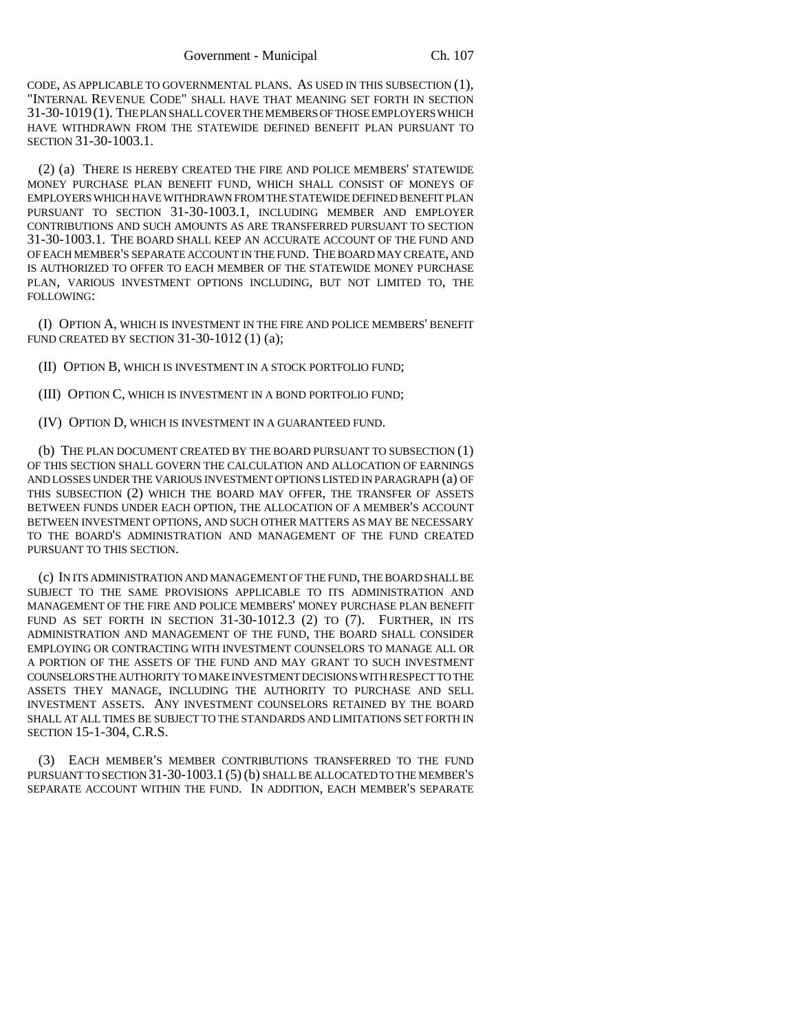CODE, AS APPLICABLE TO GOVERNMENTAL PLANS. AS USED IN THIS SUBSECTION (1), "INTERNAL REVENUE CODE" SHALL HAVE THAT MEANING SET FORTH IN SECTION 31-30-1019 (1). THE PLAN SHALL COVER THE MEMBERS OF THOSE EMPLOYERS WHICH HAVE WITHDRAWN FROM THE STATEWIDE DEFINED BENEFIT PLAN PURSUANT TO SECTION 31-30-1003.1.

(2) (a) THERE IS HEREBY CREATED THE FIRE AND POLICE MEMBERS' STATEWIDE MONEY PURCHASE PLAN BENEFIT FUND, WHICH SHALL CONSIST OF MONEYS OF EMPLOYERS WHICH HAVE WITHDRAWN FROM THE STATEWIDE DEFINED BENEFIT PLAN PURSUANT TO SECTION 31-30-1003.1, INCLUDING MEMBER AND EMPLOYER CONTRIBUTIONS AND SUCH AMOUNTS AS ARE TRANSFERRED PURSUANT TO SECTION 31-30-1003.1. THE BOARD SHALL KEEP AN ACCURATE ACCOUNT OF THE FUND AND OF EACH MEMBER'S SEPARATE ACCOUNT IN THE FUND. THE BOARD MAY CREATE, AND IS AUTHORIZED TO OFFER TO EACH MEMBER OF THE STATEWIDE MONEY PURCHASE PLAN, VARIOUS INVESTMENT OPTIONS INCLUDING, BUT NOT LIMITED TO, THE FOLLOWING:

(I) OPTION A, WHICH IS INVESTMENT IN THE FIRE AND POLICE MEMBERS' BENEFIT FUND CREATED BY SECTION 31-30-1012 (1) (a);

(II) OPTION B, WHICH IS INVESTMENT IN A STOCK PORTFOLIO FUND;

(III) OPTION C, WHICH IS INVESTMENT IN A BOND PORTFOLIO FUND;

(IV) OPTION D, WHICH IS INVESTMENT IN A GUARANTEED FUND.

(b) THE PLAN DOCUMENT CREATED BY THE BOARD PURSUANT TO SUBSECTION (1) OF THIS SECTION SHALL GOVERN THE CALCULATION AND ALLOCATION OF EARNINGS AND LOSSES UNDER THE VARIOUS INVESTMENT OPTIONS LISTED IN PARAGRAPH (a) OF THIS SUBSECTION (2) WHICH THE BOARD MAY OFFER, THE TRANSFER OF ASSETS BETWEEN FUNDS UNDER EACH OPTION, THE ALLOCATION OF A MEMBER'S ACCOUNT BETWEEN INVESTMENT OPTIONS, AND SUCH OTHER MATTERS AS MAY BE NECESSARY TO THE BOARD'S ADMINISTRATION AND MANAGEMENT OF THE FUND CREATED PURSUANT TO THIS SECTION.

(c) IN ITS ADMINISTRATION AND MANAGEMENT OF THE FUND, THE BOARD SHALL BE SUBJECT TO THE SAME PROVISIONS APPLICABLE TO ITS ADMINISTRATION AND MANAGEMENT OF THE FIRE AND POLICE MEMBERS' MONEY PURCHASE PLAN BENEFIT FUND AS SET FORTH IN SECTION 31-30-1012.3 (2) TO (7). FURTHER, IN ITS ADMINISTRATION AND MANAGEMENT OF THE FUND, THE BOARD SHALL CONSIDER EMPLOYING OR CONTRACTING WITH INVESTMENT COUNSELORS TO MANAGE ALL OR A PORTION OF THE ASSETS OF THE FUND AND MAY GRANT TO SUCH INVESTMENT COUNSELORS THE AUTHORITY TO MAKE INVESTMENT DECISIONS WITH RESPECT TO THE ASSETS THEY MANAGE, INCLUDING THE AUTHORITY TO PURCHASE AND SELL INVESTMENT ASSETS. ANY INVESTMENT COUNSELORS RETAINED BY THE BOARD SHALL AT ALL TIMES BE SUBJECT TO THE STANDARDS AND LIMITATIONS SET FORTH IN SECTION 15-1-304, C.R.S.

(3) EACH MEMBER'S MEMBER CONTRIBUTIONS TRANSFERRED TO THE FUND PURSUANT TO SECTION 31-30-1003.1 (5) (b) SHALL BE ALLOCATED TO THE MEMBER'S SEPARATE ACCOUNT WITHIN THE FUND. IN ADDITION, EACH MEMBER'S SEPARATE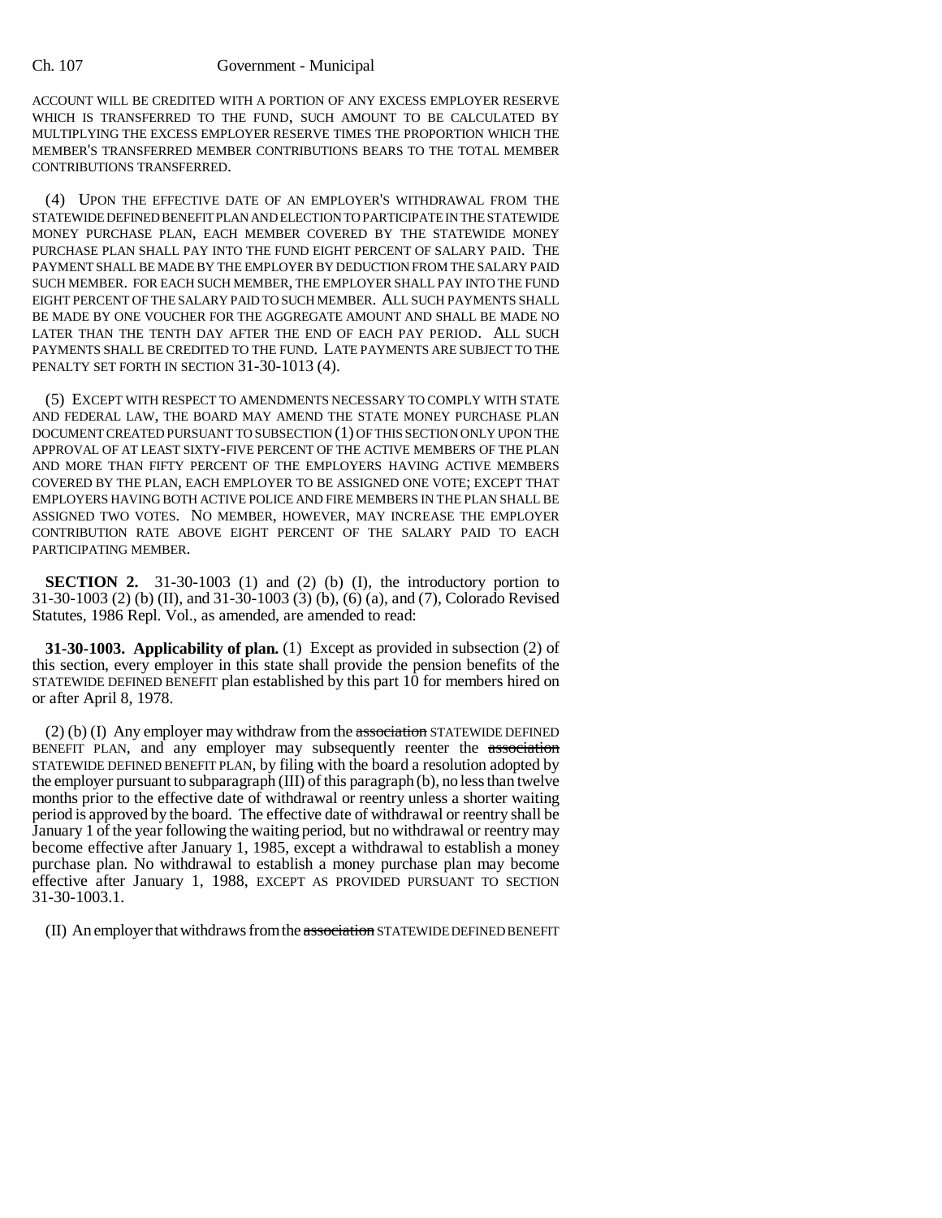ACCOUNT WILL BE CREDITED WITH A PORTION OF ANY EXCESS EMPLOYER RESERVE WHICH IS TRANSFERRED TO THE FUND, SUCH AMOUNT TO BE CALCULATED BY MULTIPLYING THE EXCESS EMPLOYER RESERVE TIMES THE PROPORTION WHICH THE MEMBER'S TRANSFERRED MEMBER CONTRIBUTIONS BEARS TO THE TOTAL MEMBER CONTRIBUTIONS TRANSFERRED.

(4) UPON THE EFFECTIVE DATE OF AN EMPLOYER'S WITHDRAWAL FROM THE STATEWIDE DEFINED BENEFIT PLAN AND ELECTION TO PARTICIPATE IN THE STATEWIDE MONEY PURCHASE PLAN, EACH MEMBER COVERED BY THE STATEWIDE MONEY PURCHASE PLAN SHALL PAY INTO THE FUND EIGHT PERCENT OF SALARY PAID. THE PAYMENT SHALL BE MADE BY THE EMPLOYER BY DEDUCTION FROM THE SALARY PAID SUCH MEMBER. FOR EACH SUCH MEMBER, THE EMPLOYER SHALL PAY INTO THE FUND EIGHT PERCENT OF THE SALARY PAID TO SUCH MEMBER. ALL SUCH PAYMENTS SHALL BE MADE BY ONE VOUCHER FOR THE AGGREGATE AMOUNT AND SHALL BE MADE NO LATER THAN THE TENTH DAY AFTER THE END OF EACH PAY PERIOD. ALL SUCH PAYMENTS SHALL BE CREDITED TO THE FUND. LATE PAYMENTS ARE SUBJECT TO THE PENALTY SET FORTH IN SECTION 31-30-1013 (4).

(5) EXCEPT WITH RESPECT TO AMENDMENTS NECESSARY TO COMPLY WITH STATE AND FEDERAL LAW, THE BOARD MAY AMEND THE STATE MONEY PURCHASE PLAN DOCUMENT CREATED PURSUANT TO SUBSECTION (1) OF THIS SECTION ONLY UPON THE APPROVAL OF AT LEAST SIXTY-FIVE PERCENT OF THE ACTIVE MEMBERS OF THE PLAN AND MORE THAN FIFTY PERCENT OF THE EMPLOYERS HAVING ACTIVE MEMBERS COVERED BY THE PLAN, EACH EMPLOYER TO BE ASSIGNED ONE VOTE; EXCEPT THAT EMPLOYERS HAVING BOTH ACTIVE POLICE AND FIRE MEMBERS IN THE PLAN SHALL BE ASSIGNED TWO VOTES. NO MEMBER, HOWEVER, MAY INCREASE THE EMPLOYER CONTRIBUTION RATE ABOVE EIGHT PERCENT OF THE SALARY PAID TO EACH PARTICIPATING MEMBER.

**SECTION 2.** 31-30-1003 (1) and (2) (b) (I), the introductory portion to 31-30-1003 (2) (b) (II), and 31-30-1003 (3) (b), (6) (a), and (7), Colorado Revised Statutes, 1986 Repl. Vol., as amended, are amended to read:

**31-30-1003. Applicability of plan.** (1) Except as provided in subsection (2) of this section, every employer in this state shall provide the pension benefits of the STATEWIDE DEFINED BENEFIT plan established by this part 10 for members hired on or after April 8, 1978.

(2) (b) (I) Any employer may withdraw from the ~~association~~ STATEWIDE DEFINED BENEFIT PLAN, and any employer may subsequently reenter the ~~association~~ STATEWIDE DEFINED BENEFIT PLAN, by filing with the board a resolution adopted by the employer pursuant to subparagraph (III) of this paragraph (b), no less than twelve months prior to the effective date of withdrawal or reentry unless a shorter waiting period is approved by the board. The effective date of withdrawal or reentry shall be January 1 of the year following the waiting period, but no withdrawal or reentry may become effective after January 1, 1985, except a withdrawal to establish a money purchase plan. No withdrawal to establish a money purchase plan may become effective after January 1, 1988, EXCEPT AS PROVIDED PURSUANT TO SECTION 31-30-1003.1.

(II) An employer that withdraws from the ~~association~~ STATEWIDE DEFINED BENEFIT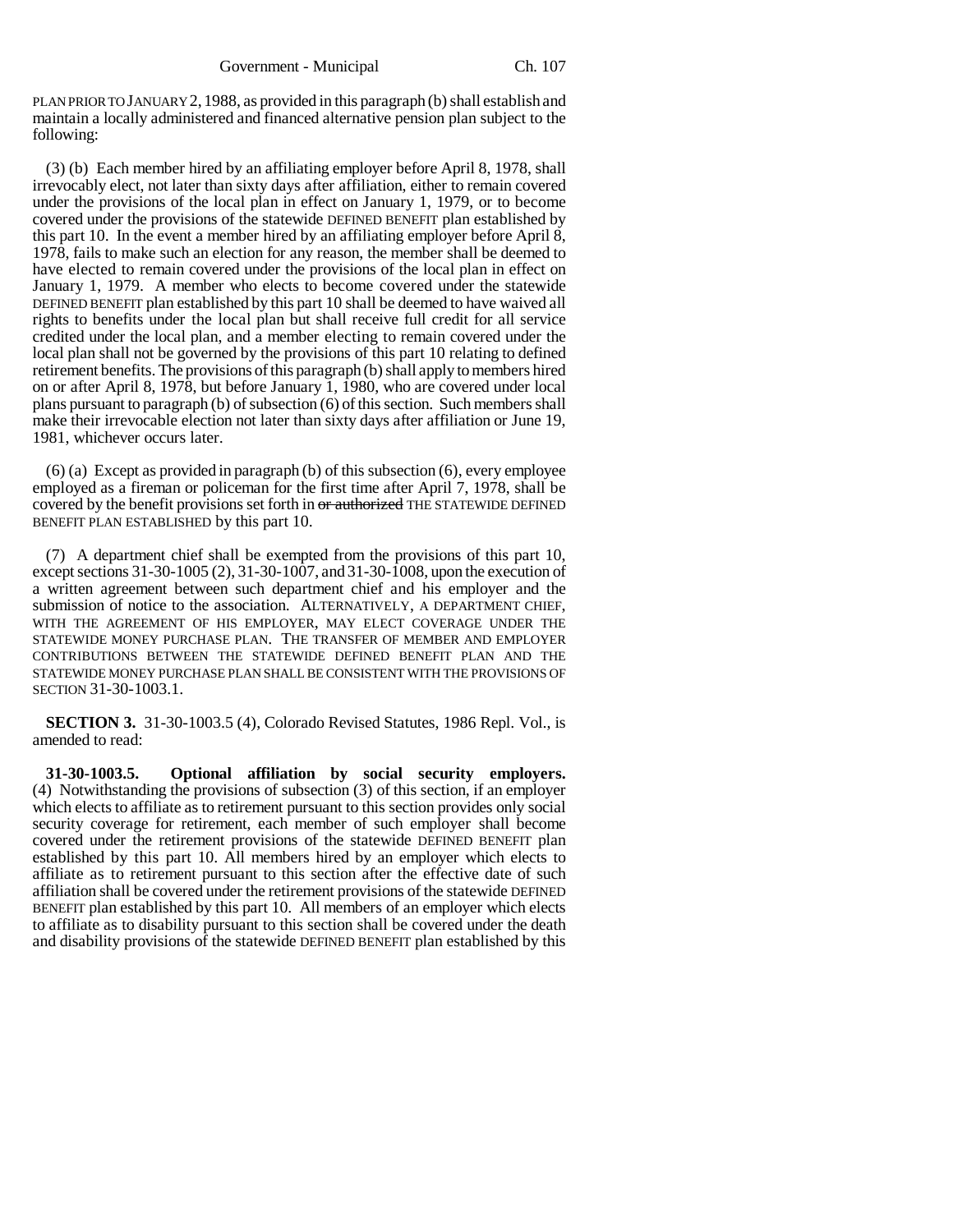PLAN PRIOR TO JANUARY 2, 1988, as provided in this paragraph (b) shall establish and maintain a locally administered and financed alternative pension plan subject to the following:

(3) (b) Each member hired by an affiliating employer before April 8, 1978, shall irrevocably elect, not later than sixty days after affiliation, either to remain covered under the provisions of the local plan in effect on January 1, 1979, or to become covered under the provisions of the statewide DEFINED BENEFIT plan established by this part 10. In the event a member hired by an affiliating employer before April 8, 1978, fails to make such an election for any reason, the member shall be deemed to have elected to remain covered under the provisions of the local plan in effect on January 1, 1979. A member who elects to become covered under the statewide DEFINED BENEFIT plan established by this part 10 shall be deemed to have waived all rights to benefits under the local plan but shall receive full credit for all service credited under the local plan, and a member electing to remain covered under the local plan shall not be governed by the provisions of this part 10 relating to defined retirement benefits. The provisions of this paragraph (b) shall apply to members hired on or after April 8, 1978, but before January 1, 1980, who are covered under local plans pursuant to paragraph (b) of subsection (6) of this section. Such members shall make their irrevocable election not later than sixty days after affiliation or June 19, 1981, whichever occurs later.

(6) (a) Except as provided in paragraph (b) of this subsection (6), every employee employed as a fireman or policeman for the first time after April 7, 1978, shall be covered by the benefit provisions set forth in ~~or authorized~~ THE STATEWIDE DEFINED BENEFIT PLAN ESTABLISHED by this part 10.

(7) A department chief shall be exempted from the provisions of this part 10, except sections 31-30-1005 (2), 31-30-1007, and 31-30-1008, upon the execution of a written agreement between such department chief and his employer and the submission of notice to the association. ALTERNATIVELY, A DEPARTMENT CHIEF, WITH THE AGREEMENT OF HIS EMPLOYER, MAY ELECT COVERAGE UNDER THE STATEWIDE MONEY PURCHASE PLAN. THE TRANSFER OF MEMBER AND EMPLOYER CONTRIBUTIONS BETWEEN THE STATEWIDE DEFINED BENEFIT PLAN AND THE STATEWIDE MONEY PURCHASE PLAN SHALL BE CONSISTENT WITH THE PROVISIONS OF SECTION 31-30-1003.1.

**SECTION 3.** 31-30-1003.5 (4), Colorado Revised Statutes, 1986 Repl. Vol., is amended to read:

**31-30-1003.5. Optional affiliation by social security employers.** (4) Notwithstanding the provisions of subsection (3) of this section, if an employer which elects to affiliate as to retirement pursuant to this section provides only social security coverage for retirement, each member of such employer shall become covered under the retirement provisions of the statewide DEFINED BENEFIT plan established by this part 10. All members hired by an employer which elects to affiliate as to retirement pursuant to this section after the effective date of such affiliation shall be covered under the retirement provisions of the statewide DEFINED BENEFIT plan established by this part 10. All members of an employer which elects to affiliate as to disability pursuant to this section shall be covered under the death and disability provisions of the statewide DEFINED BENEFIT plan established by this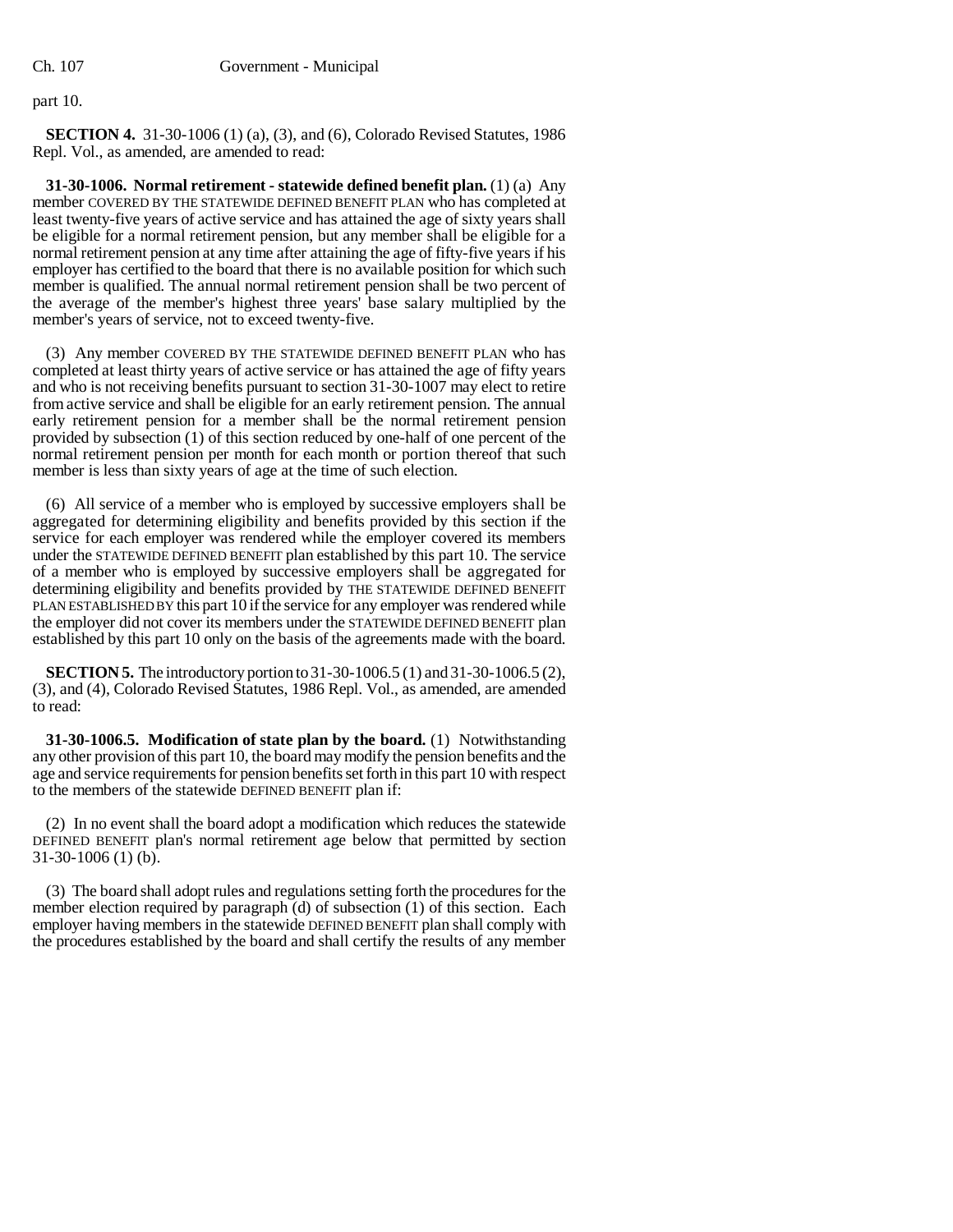part 10.

**SECTION 4.** 31-30-1006 (1) (a), (3), and (6), Colorado Revised Statutes, 1986 Repl. Vol., as amended, are amended to read:

**31-30-1006. Normal retirement - statewide defined benefit plan.** (1) (a) Any member COVERED BY THE STATEWIDE DEFINED BENEFIT PLAN who has completed at least twenty-five years of active service and has attained the age of sixty years shall be eligible for a normal retirement pension, but any member shall be eligible for a normal retirement pension at any time after attaining the age of fifty-five years if his employer has certified to the board that there is no available position for which such member is qualified. The annual normal retirement pension shall be two percent of the average of the member's highest three years' base salary multiplied by the member's years of service, not to exceed twenty-five.

(3) Any member COVERED BY THE STATEWIDE DEFINED BENEFIT PLAN who has completed at least thirty years of active service or has attained the age of fifty years and who is not receiving benefits pursuant to section 31-30-1007 may elect to retire from active service and shall be eligible for an early retirement pension. The annual early retirement pension for a member shall be the normal retirement pension provided by subsection (1) of this section reduced by one-half of one percent of the normal retirement pension per month for each month or portion thereof that such member is less than sixty years of age at the time of such election.

(6) All service of a member who is employed by successive employers shall be aggregated for determining eligibility and benefits provided by this section if the service for each employer was rendered while the employer covered its members under the STATEWIDE DEFINED BENEFIT plan established by this part 10. The service of a member who is employed by successive employers shall be aggregated for determining eligibility and benefits provided by THE STATEWIDE DEFINED BENEFIT PLAN ESTABLISHED BY this part 10 if the service for any employer was rendered while the employer did not cover its members under the STATEWIDE DEFINED BENEFIT plan established by this part 10 only on the basis of the agreements made with the board.

**SECTION 5.** The introductory portion to 31-30-1006.5 (1) and 31-30-1006.5 (2), (3), and (4), Colorado Revised Statutes, 1986 Repl. Vol., as amended, are amended to read:

**31-30-1006.5. Modification of state plan by the board.** (1) Notwithstanding any other provision of this part 10, the board may modify the pension benefits and the age and service requirements for pension benefits set forth in this part 10 with respect to the members of the statewide DEFINED BENEFIT plan if:

(2) In no event shall the board adopt a modification which reduces the statewide DEFINED BENEFIT plan's normal retirement age below that permitted by section 31-30-1006 (1) (b).

(3) The board shall adopt rules and regulations setting forth the procedures for the member election required by paragraph (d) of subsection (1) of this section. Each employer having members in the statewide DEFINED BENEFIT plan shall comply with the procedures established by the board and shall certify the results of any member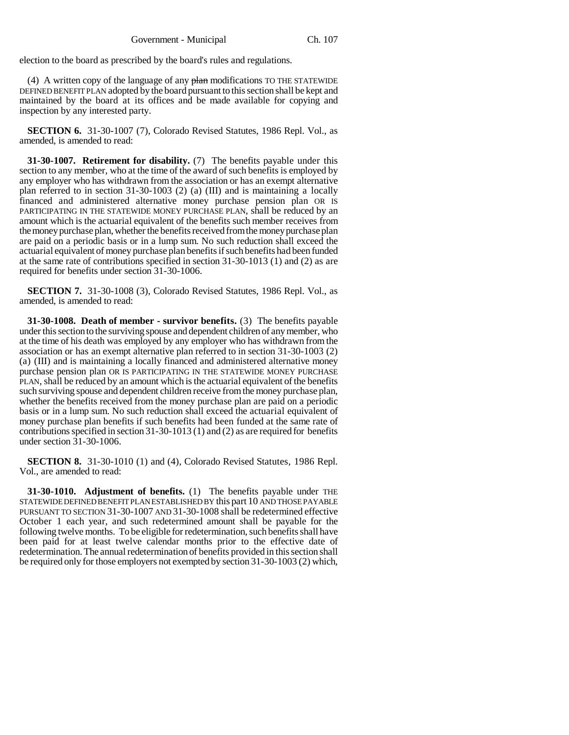election to the board as prescribed by the board's rules and regulations.

(4) A written copy of the language of any ~~plan~~ modifications TO THE STATEWIDE DEFINED BENEFIT PLAN adopted by the board pursuant to this section shall be kept and maintained by the board at its offices and be made available for copying and inspection by any interested party.

**SECTION 6.** 31-30-1007 (7), Colorado Revised Statutes, 1986 Repl. Vol., as amended, is amended to read:

**31-30-1007. Retirement for disability.** (7) The benefits payable under this section to any member, who at the time of the award of such benefits is employed by any employer who has withdrawn from the association or has an exempt alternative plan referred to in section 31-30-1003 (2) (a) (III) and is maintaining a locally financed and administered alternative money purchase pension plan OR IS PARTICIPATING IN THE STATEWIDE MONEY PURCHASE PLAN, shall be reduced by an amount which is the actuarial equivalent of the benefits such member receives from the money purchase plan, whether the benefits received from the money purchase plan are paid on a periodic basis or in a lump sum. No such reduction shall exceed the actuarial equivalent of money purchase plan benefits if such benefits had been funded at the same rate of contributions specified in section 31-30-1013 (1) and (2) as are required for benefits under section 31-30-1006.

**SECTION 7.** 31-30-1008 (3), Colorado Revised Statutes, 1986 Repl. Vol., as amended, is amended to read:

**31-30-1008. Death of member - survivor benefits.** (3) The benefits payable under this section to the surviving spouse and dependent children of any member, who at the time of his death was employed by any employer who has withdrawn from the association or has an exempt alternative plan referred to in section 31-30-1003 (2) (a) (III) and is maintaining a locally financed and administered alternative money purchase pension plan OR IS PARTICIPATING IN THE STATEWIDE MONEY PURCHASE PLAN, shall be reduced by an amount which is the actuarial equivalent of the benefits such surviving spouse and dependent children receive from the money purchase plan, whether the benefits received from the money purchase plan are paid on a periodic basis or in a lump sum. No such reduction shall exceed the actuarial equivalent of money purchase plan benefits if such benefits had been funded at the same rate of contributions specified in section 31-30-1013 (1) and (2) as are required for benefits under section 31-30-1006.

**SECTION 8.** 31-30-1010 (1) and (4), Colorado Revised Statutes, 1986 Repl. Vol., are amended to read:

**31-30-1010. Adjustment of benefits.** (1) The benefits payable under THE STATEWIDE DEFINED BENEFIT PLAN ESTABLISHED BY this part 10 AND THOSE PAYABLE PURSUANT TO SECTION 31-30-1007 AND 31-30-1008 shall be redetermined effective October 1 each year, and such redetermined amount shall be payable for the following twelve months. To be eligible for redetermination, such benefits shall have been paid for at least twelve calendar months prior to the effective date of redetermination. The annual redetermination of benefits provided in this section shall be required only for those employers not exempted by section 31-30-1003 (2) which,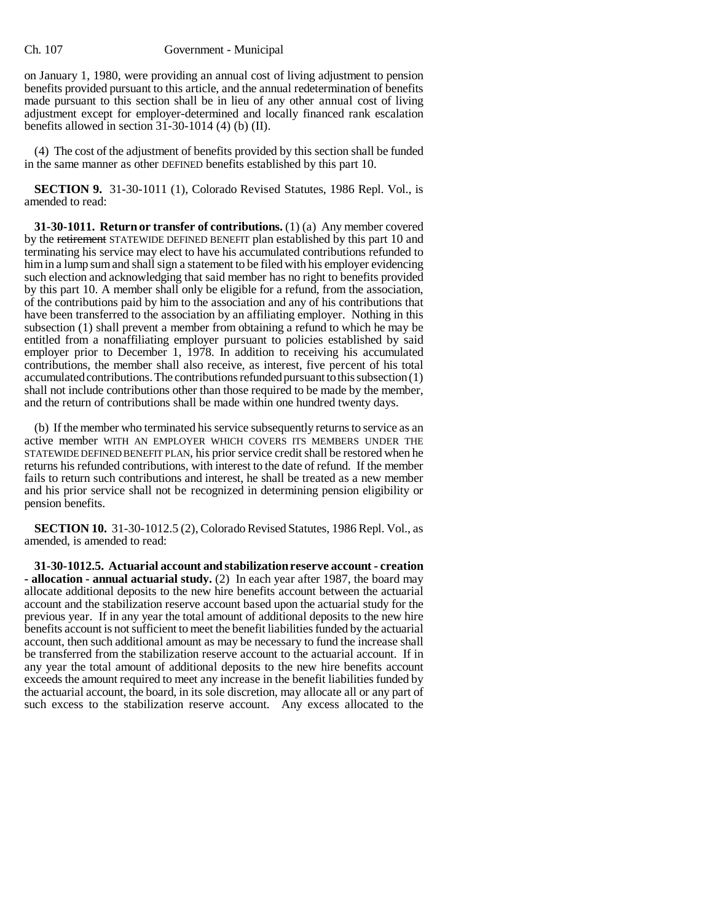on January 1, 1980, were providing an annual cost of living adjustment to pension benefits provided pursuant to this article, and the annual redetermination of benefits made pursuant to this section shall be in lieu of any other annual cost of living adjustment except for employer-determined and locally financed rank escalation benefits allowed in section 31-30-1014 (4) (b) (II).

(4) The cost of the adjustment of benefits provided by this section shall be funded in the same manner as other DEFINED benefits established by this part 10.

**SECTION 9.** 31-30-1011 (1), Colorado Revised Statutes, 1986 Repl. Vol., is amended to read:

**31-30-1011. Return or transfer of contributions.** (1) (a) Any member covered by the ~~retirement~~ STATEWIDE DEFINED BENEFIT plan established by this part 10 and terminating his service may elect to have his accumulated contributions refunded to him in a lump sum and shall sign a statement to be filed with his employer evidencing such election and acknowledging that said member has no right to benefits provided by this part 10. A member shall only be eligible for a refund, from the association, of the contributions paid by him to the association and any of his contributions that have been transferred to the association by an affiliating employer. Nothing in this subsection (1) shall prevent a member from obtaining a refund to which he may be entitled from a nonaffiliating employer pursuant to policies established by said employer prior to December 1, 1978. In addition to receiving his accumulated contributions, the member shall also receive, as interest, five percent of his total accumulated contributions. The contributions refunded pursuant to this subsection (1) shall not include contributions other than those required to be made by the member, and the return of contributions shall be made within one hundred twenty days.

(b) If the member who terminated his service subsequently returns to service as an active member WITH AN EMPLOYER WHICH COVERS ITS MEMBERS UNDER THE STATEWIDE DEFINED BENEFIT PLAN, his prior service credit shall be restored when he returns his refunded contributions, with interest to the date of refund. If the member fails to return such contributions and interest, he shall be treated as a new member and his prior service shall not be recognized in determining pension eligibility or pension benefits.

**SECTION 10.** 31-30-1012.5 (2), Colorado Revised Statutes, 1986 Repl. Vol., as amended, is amended to read:

**31-30-1012.5. Actuarial account and stabilization reserve account - creation - allocation - annual actuarial study.** (2) In each year after 1987, the board may allocate additional deposits to the new hire benefits account between the actuarial account and the stabilization reserve account based upon the actuarial study for the previous year. If in any year the total amount of additional deposits to the new hire benefits account is not sufficient to meet the benefit liabilities funded by the actuarial account, then such additional amount as may be necessary to fund the increase shall be transferred from the stabilization reserve account to the actuarial account. If in any year the total amount of additional deposits to the new hire benefits account exceeds the amount required to meet any increase in the benefit liabilities funded by the actuarial account, the board, in its sole discretion, may allocate all or any part of such excess to the stabilization reserve account. Any excess allocated to the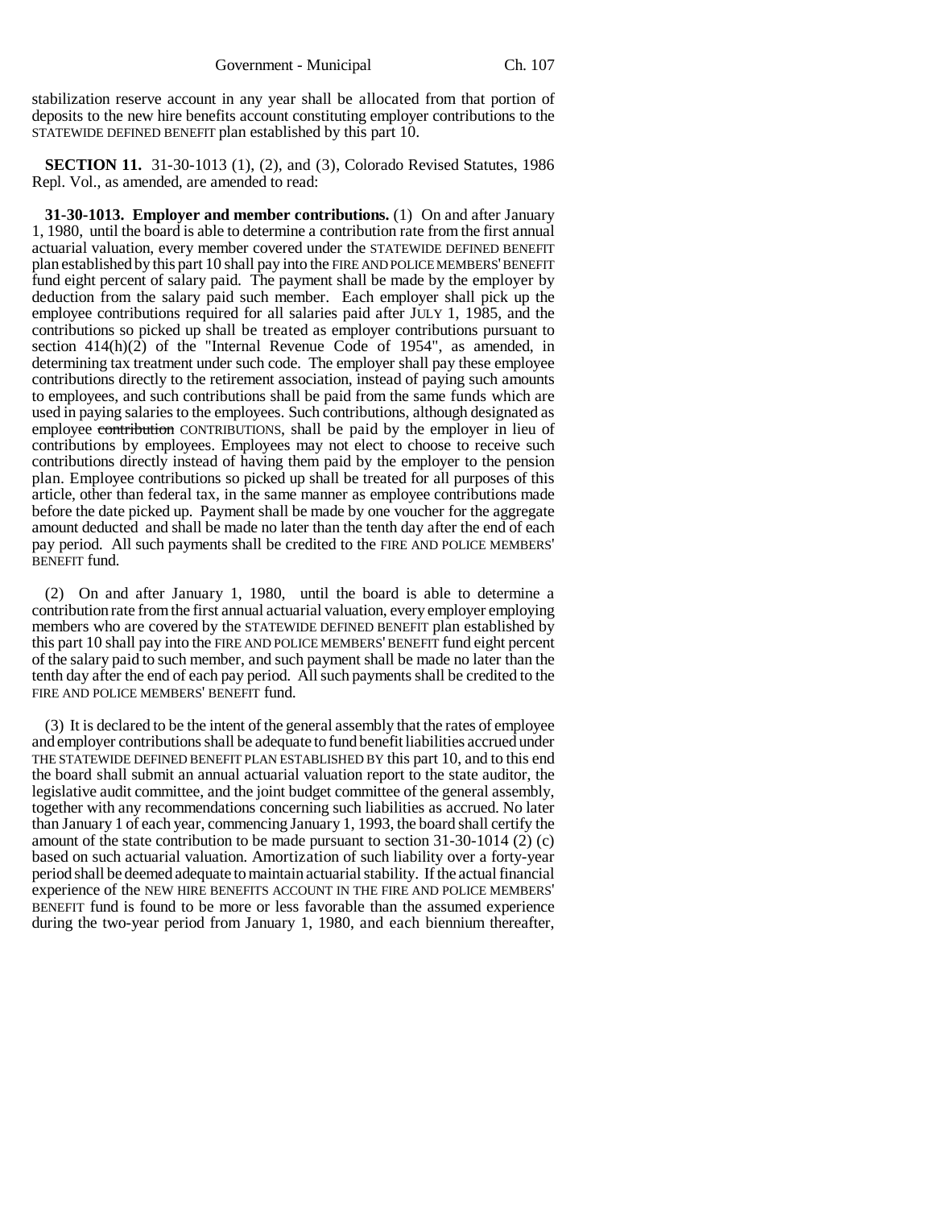stabilization reserve account in any year shall be allocated from that portion of deposits to the new hire benefits account constituting employer contributions to the STATEWIDE DEFINED BENEFIT plan established by this part 10.

**SECTION 11.** 31-30-1013 (1), (2), and (3), Colorado Revised Statutes, 1986 Repl. Vol., as amended, are amended to read:

**31-30-1013. Employer and member contributions.** (1) On and after January 1, 1980, until the board is able to determine a contribution rate from the first annual actuarial valuation, every member covered under the STATEWIDE DEFINED BENEFIT plan established by this part 10 shall pay into the FIRE AND POLICE MEMBERS' BENEFIT fund eight percent of salary paid. The payment shall be made by the employer by deduction from the salary paid such member. Each employer shall pick up the employee contributions required for all salaries paid after JULY 1, 1985, and the contributions so picked up shall be treated as employer contributions pursuant to section 414(h)(2) of the "Internal Revenue Code of 1954", as amended, in determining tax treatment under such code. The employer shall pay these employee contributions directly to the retirement association, instead of paying such amounts to employees, and such contributions shall be paid from the same funds which are used in paying salaries to the employees. Such contributions, although designated as employee ~~contribution~~ CONTRIBUTIONS, shall be paid by the employer in lieu of contributions by employees. Employees may not elect to choose to receive such contributions directly instead of having them paid by the employer to the pension plan. Employee contributions so picked up shall be treated for all purposes of this article, other than federal tax, in the same manner as employee contributions made before the date picked up. Payment shall be made by one voucher for the aggregate amount deducted and shall be made no later than the tenth day after the end of each pay period. All such payments shall be credited to the FIRE AND POLICE MEMBERS' BENEFIT fund.

(2) On and after January 1, 1980, until the board is able to determine a contribution rate from the first annual actuarial valuation, every employer employing members who are covered by the STATEWIDE DEFINED BENEFIT plan established by this part 10 shall pay into the FIRE AND POLICE MEMBERS' BENEFIT fund eight percent of the salary paid to such member, and such payment shall be made no later than the tenth day after the end of each pay period. All such payments shall be credited to the FIRE AND POLICE MEMBERS' BENEFIT fund.

(3) It is declared to be the intent of the general assembly that the rates of employee and employer contributions shall be adequate to fund benefit liabilities accrued under THE STATEWIDE DEFINED BENEFIT PLAN ESTABLISHED BY this part 10, and to this end the board shall submit an annual actuarial valuation report to the state auditor, the legislative audit committee, and the joint budget committee of the general assembly, together with any recommendations concerning such liabilities as accrued. No later than January 1 of each year, commencing January 1, 1993, the board shall certify the amount of the state contribution to be made pursuant to section 31-30-1014 (2) (c) based on such actuarial valuation. Amortization of such liability over a forty-year period shall be deemed adequate to maintain actuarial stability. If the actual financial experience of the NEW HIRE BENEFITS ACCOUNT IN THE FIRE AND POLICE MEMBERS' BENEFIT fund is found to be more or less favorable than the assumed experience during the two-year period from January 1, 1980, and each biennium thereafter,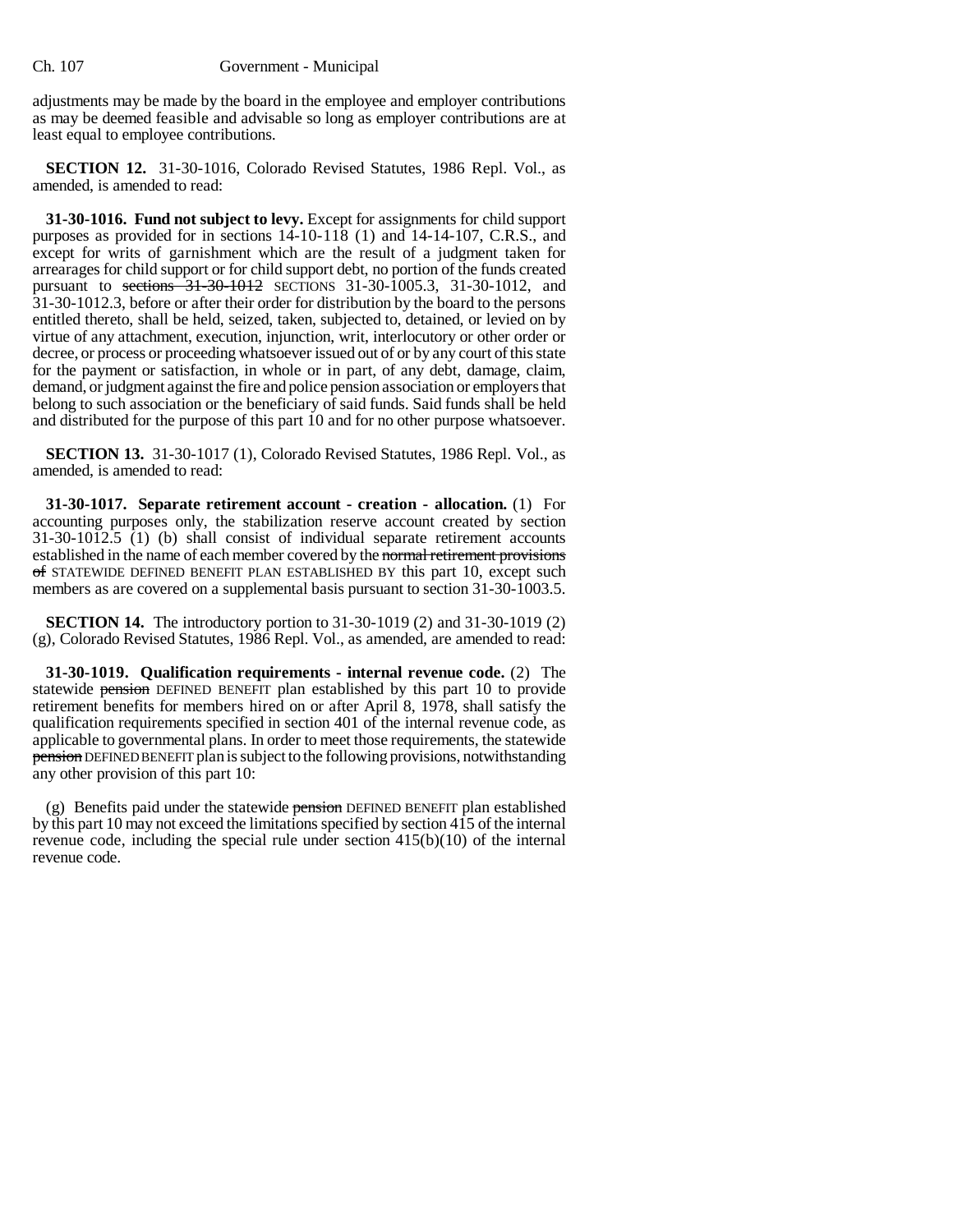adjustments may be made by the board in the employee and employer contributions as may be deemed feasible and advisable so long as employer contributions are at least equal to employee contributions.

**SECTION 12.** 31-30-1016, Colorado Revised Statutes, 1986 Repl. Vol., as amended, is amended to read:

**31-30-1016. Fund not subject to levy.** Except for assignments for child support purposes as provided for in sections 14-10-118 (1) and 14-14-107, C.R.S., and except for writs of garnishment which are the result of a judgment taken for arrearages for child support or for child support debt, no portion of the funds created pursuant to ~~sections 31-30-1012~~ SECTIONS 31-30-1005.3, 31-30-1012, and 31-30-1012.3, before or after their order for distribution by the board to the persons entitled thereto, shall be held, seized, taken, subjected to, detained, or levied on by virtue of any attachment, execution, injunction, writ, interlocutory or other order or decree, or process or proceeding whatsoever issued out of or by any court of this state for the payment or satisfaction, in whole or in part, of any debt, damage, claim, demand, or judgment against the fire and police pension association or employers that belong to such association or the beneficiary of said funds. Said funds shall be held and distributed for the purpose of this part 10 and for no other purpose whatsoever.

**SECTION 13.** 31-30-1017 (1), Colorado Revised Statutes, 1986 Repl. Vol., as amended, is amended to read:

**31-30-1017. Separate retirement account - creation - allocation.** (1) For accounting purposes only, the stabilization reserve account created by section 31-30-1012.5 (1) (b) shall consist of individual separate retirement accounts established in the name of each member covered by the ~~normal retirement provisions of~~ STATEWIDE DEFINED BENEFIT PLAN ESTABLISHED BY this part 10, except such members as are covered on a supplemental basis pursuant to section 31-30-1003.5.

**SECTION 14.** The introductory portion to 31-30-1019 (2) and 31-30-1019 (2) (g), Colorado Revised Statutes, 1986 Repl. Vol., as amended, are amended to read:

**31-30-1019. Qualification requirements - internal revenue code.** (2) The statewide ~~pension~~ DEFINED BENEFIT plan established by this part 10 to provide retirement benefits for members hired on or after April 8, 1978, shall satisfy the qualification requirements specified in section 401 of the internal revenue code, as applicable to governmental plans. In order to meet those requirements, the statewide ~~pension~~ DEFINED BENEFIT plan is subject to the following provisions, notwithstanding any other provision of this part 10:

(g) Benefits paid under the statewide ~~pension~~ DEFINED BENEFIT plan established by this part 10 may not exceed the limitations specified by section 415 of the internal revenue code, including the special rule under section 415(b)(10) of the internal revenue code.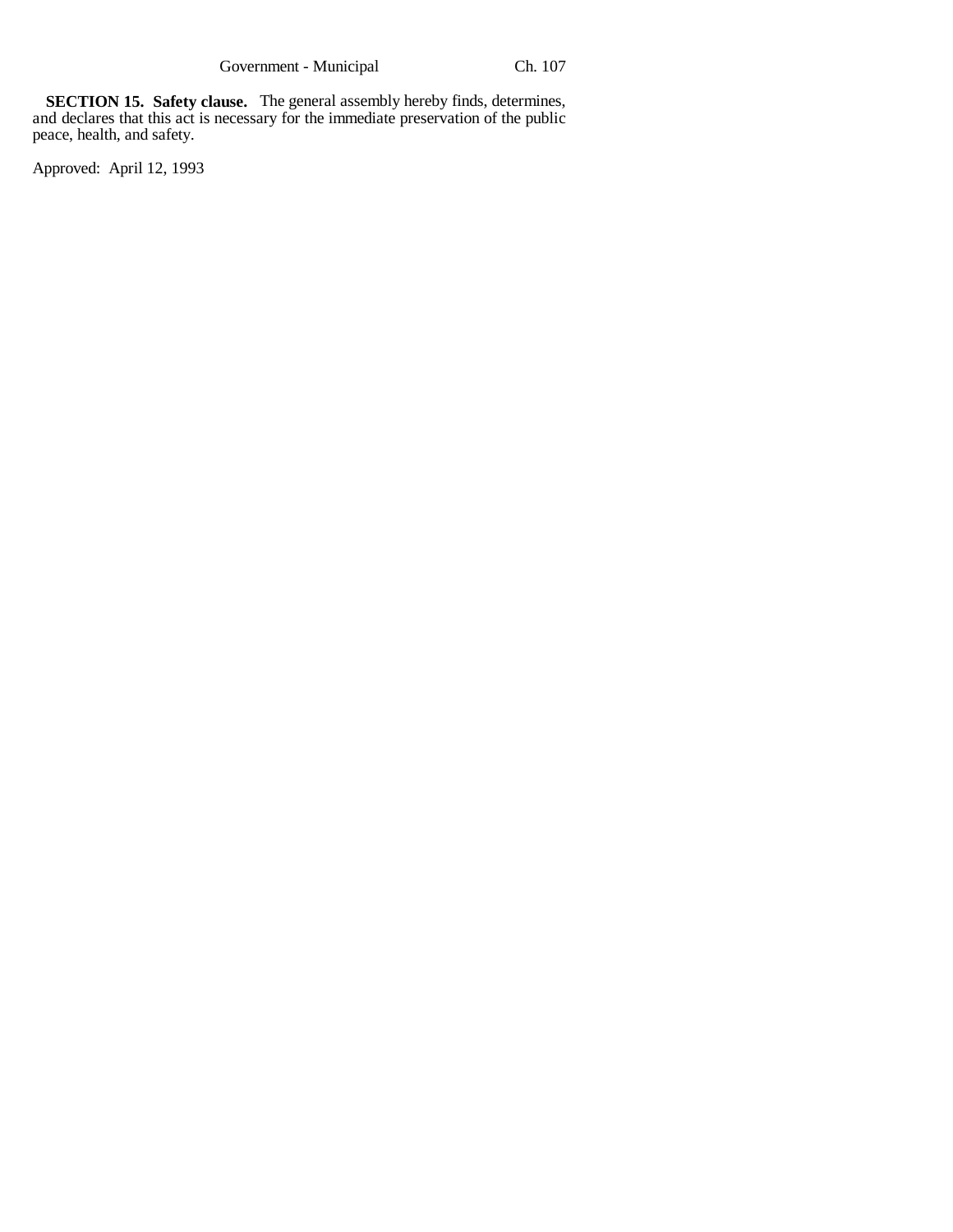**SECTION 15. Safety clause.** The general assembly hereby finds, determines, and declares that this act is necessary for the immediate preservation of the public peace, health, and safety.

Approved: April 12, 1993